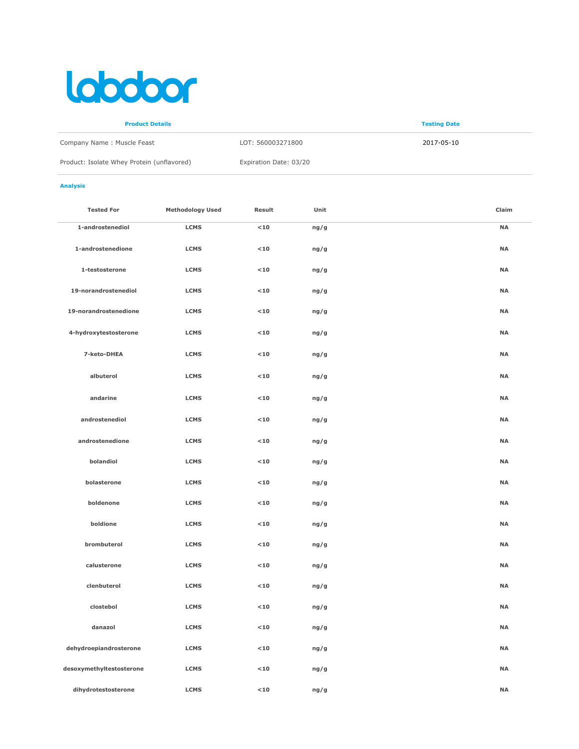# labdoor

| Product Details | | Testing Date |
|---|---|---|
| Company Name : Muscle Feast | LOT: 560003271800 | 2017-05-10 |
| Product: Isolate Whey Protein (unflavored) | Expiration Date: 03/20 | |

**Analysis**

| Tested For | Methodology Used | Result | Unit | Claim |
|---|---|---|---|---|
| 1-androstenediol | LCMS | <10 | ng/g | NA |
| 1-androstenedione | LCMS | <10 | ng/g | NA |
| 1-testosterone | LCMS | <10 | ng/g | NA |
| 19-norandrostenediol | LCMS | <10 | ng/g | NA |
| 19-norandrostenedione | LCMS | <10 | ng/g | NA |
| 4-hydroxytestosterone | LCMS | <10 | ng/g | NA |
| 7-keto-DHEA | LCMS | <10 | ng/g | NA |
| albuterol | LCMS | <10 | ng/g | NA |
| andarine | LCMS | <10 | ng/g | NA |
| androstenediol | LCMS | <10 | ng/g | NA |
| androstenedione | LCMS | <10 | ng/g | NA |
| bolandiol | LCMS | <10 | ng/g | NA |
| bolasterone | LCMS | <10 | ng/g | NA |
| boldenone | LCMS | <10 | ng/g | NA |
| boldione | LCMS | <10 | ng/g | NA |
| brombuterol | LCMS | <10 | ng/g | NA |
| calusterone | LCMS | <10 | ng/g | NA |
| clenbuterol | LCMS | <10 | ng/g | NA |
| clostebol | LCMS | <10 | ng/g | NA |
| danazol | LCMS | <10 | ng/g | NA |
| dehydroepiandrosterone | LCMS | <10 | ng/g | NA |
| desoxymethyltestosterone | LCMS | <10 | ng/g | NA |
| dihydrotestosterone | LCMS | <10 | ng/g | NA |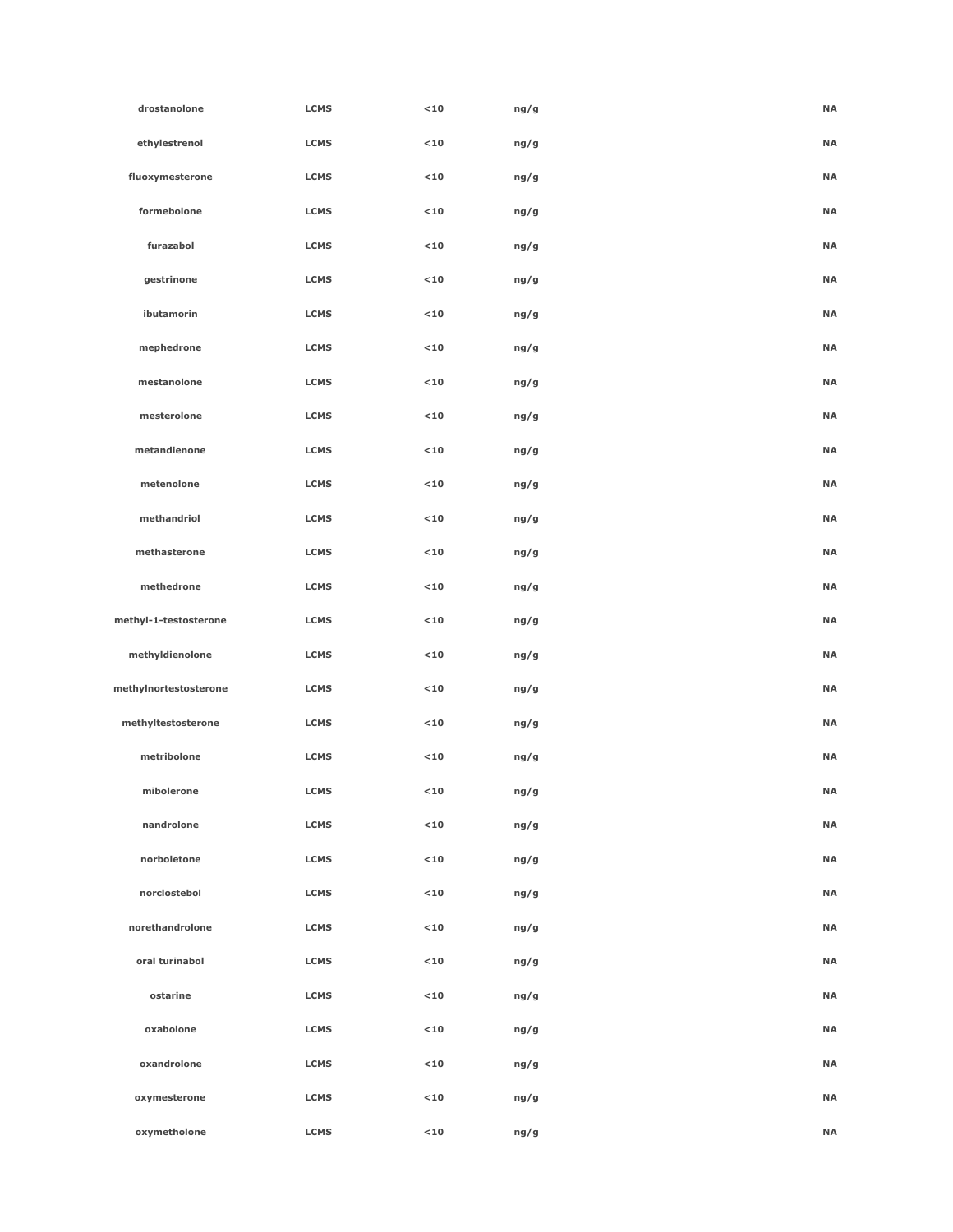| | | | | | |
|---|---|---|---|---|---|
| drostanolone | LCMS | <10 | ng/g | | NA |
| ethylestrenol | LCMS | <10 | ng/g | | NA |
| fluoxymesterone | LCMS | <10 | ng/g | | NA |
| formebolone | LCMS | <10 | ng/g | | NA |
| furazabol | LCMS | <10 | ng/g | | NA |
| gestrinone | LCMS | <10 | ng/g | | NA |
| ibutamorin | LCMS | <10 | ng/g | | NA |
| mephedrone | LCMS | <10 | ng/g | | NA |
| mestanolone | LCMS | <10 | ng/g | | NA |
| mesterolone | LCMS | <10 | ng/g | | NA |
| metandienone | LCMS | <10 | ng/g | | NA |
| metenolone | LCMS | <10 | ng/g | | NA |
| methandriol | LCMS | <10 | ng/g | | NA |
| methasterone | LCMS | <10 | ng/g | | NA |
| methedrone | LCMS | <10 | ng/g | | NA |
| methyl-1-testosterone | LCMS | <10 | ng/g | | NA |
| methyldienolone | LCMS | <10 | ng/g | | NA |
| methylnortestosterone | LCMS | <10 | ng/g | | NA |
| methyltestosterone | LCMS | <10 | ng/g | | NA |
| metribolone | LCMS | <10 | ng/g | | NA |
| mibolerone | LCMS | <10 | ng/g | | NA |
| nandrolone | LCMS | <10 | ng/g | | NA |
| norboletone | LCMS | <10 | ng/g | | NA |
| norclostebol | LCMS | <10 | ng/g | | NA |
| norethandrolone | LCMS | <10 | ng/g | | NA |
| oral turinabol | LCMS | <10 | ng/g | | NA |
| ostarine | LCMS | <10 | ng/g | | NA |
| oxabolone | LCMS | <10 | ng/g | | NA |
| oxandrolone | LCMS | <10 | ng/g | | NA |
| oxymesterone | LCMS | <10 | ng/g | | NA |
| oxymetholone | LCMS | <10 | ng/g | | NA |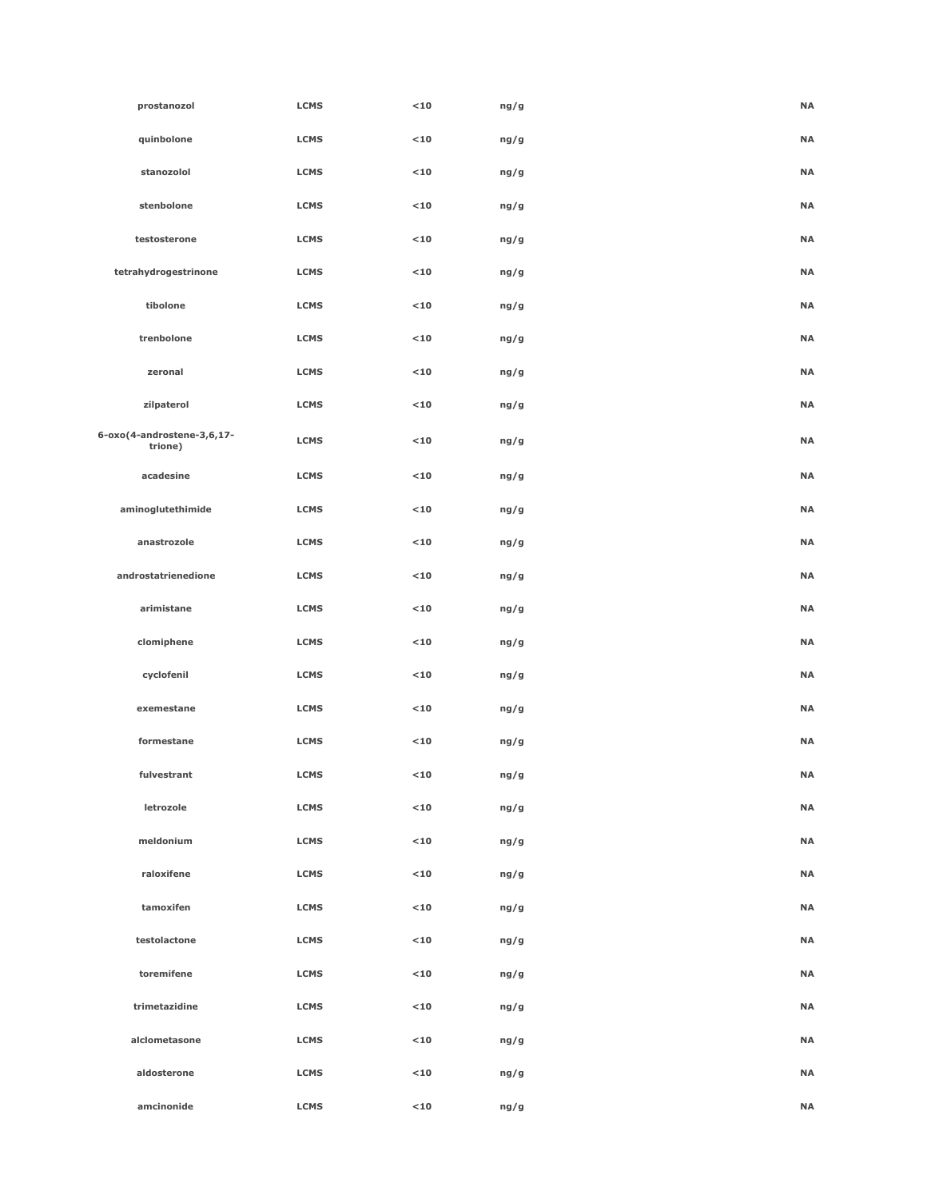| | | | | | |
|---|---|---|---|---|---|
| prostanozol | LCMS | <10 | ng/g | | NA |
| quinbolone | LCMS | <10 | ng/g | | NA |
| stanozolol | LCMS | <10 | ng/g | | NA |
| stenbolone | LCMS | <10 | ng/g | | NA |
| testosterone | LCMS | <10 | ng/g | | NA |
| tetrahydrogestrinone | LCMS | <10 | ng/g | | NA |
| tibolone | LCMS | <10 | ng/g | | NA |
| trenbolone | LCMS | <10 | ng/g | | NA |
| zeronal | LCMS | <10 | ng/g | | NA |
| zilpaterol | LCMS | <10 | ng/g | | NA |
| 6-oxo(4-androstene-3,6,17-trione) | LCMS | <10 | ng/g | | NA |
| acadesine | LCMS | <10 | ng/g | | NA |
| aminoglutethimide | LCMS | <10 | ng/g | | NA |
| anastrozole | LCMS | <10 | ng/g | | NA |
| androstatrienedione | LCMS | <10 | ng/g | | NA |
| arimistane | LCMS | <10 | ng/g | | NA |
| clomiphene | LCMS | <10 | ng/g | | NA |
| cyclofenil | LCMS | <10 | ng/g | | NA |
| exemestane | LCMS | <10 | ng/g | | NA |
| formestane | LCMS | <10 | ng/g | | NA |
| fulvestrant | LCMS | <10 | ng/g | | NA |
| letrozole | LCMS | <10 | ng/g | | NA |
| meldonium | LCMS | <10 | ng/g | | NA |
| raloxifene | LCMS | <10 | ng/g | | NA |
| tamoxifen | LCMS | <10 | ng/g | | NA |
| testolactone | LCMS | <10 | ng/g | | NA |
| toremifene | LCMS | <10 | ng/g | | NA |
| trimetazidine | LCMS | <10 | ng/g | | NA |
| alclometasone | LCMS | <10 | ng/g | | NA |
| aldosterone | LCMS | <10 | ng/g | | NA |
| amcinonide | LCMS | <10 | ng/g | | NA |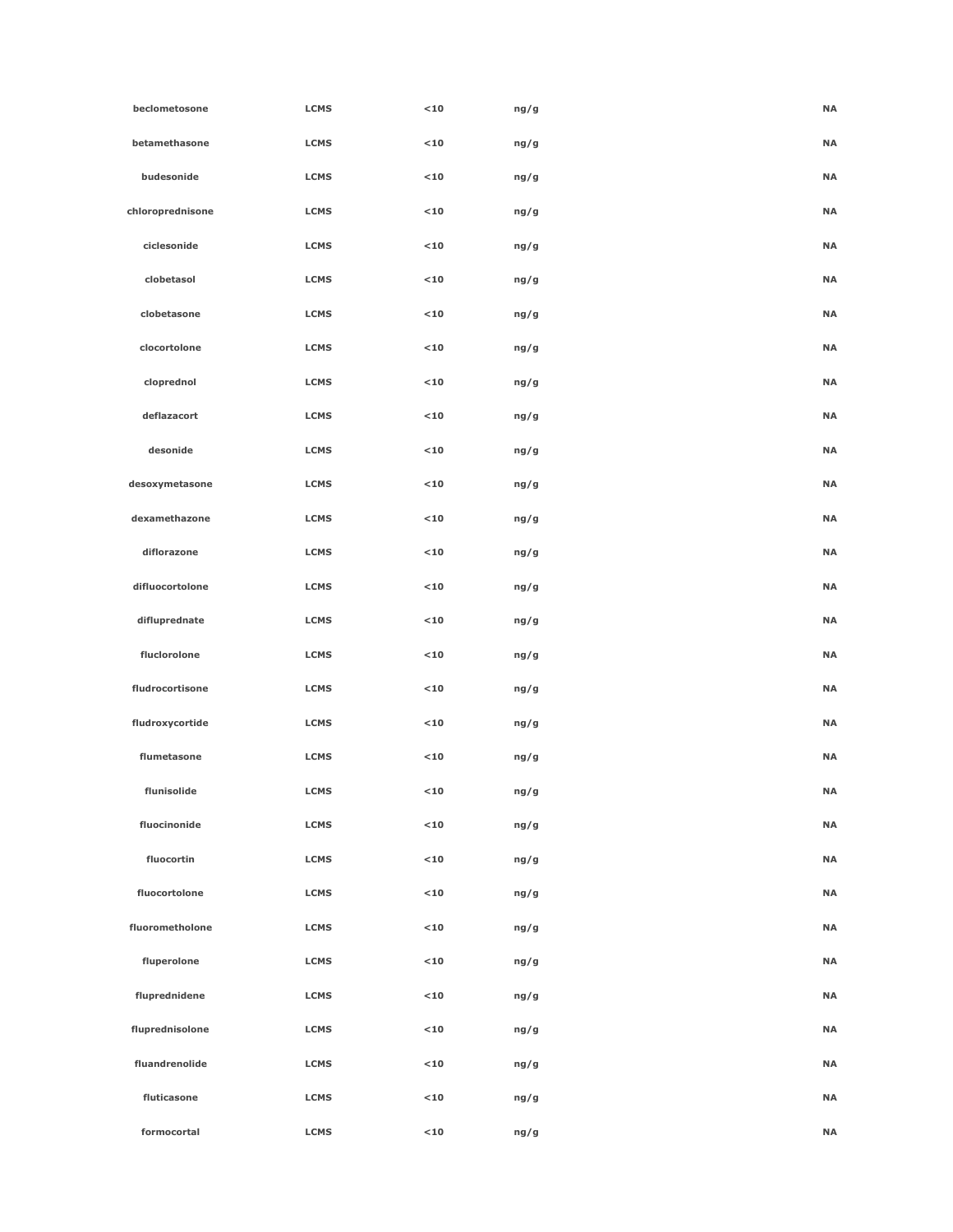| | | | | | |
|---|---|---|---|---|---|
| **beclometosone** | **LCMS** | **<10** | **ng/g** | | **NA** |
| **betamethasone** | **LCMS** | **<10** | **ng/g** | | **NA** |
| **budesonide** | **LCMS** | **<10** | **ng/g** | | **NA** |
| **chloroprednisone** | **LCMS** | **<10** | **ng/g** | | **NA** |
| **ciclesonide** | **LCMS** | **<10** | **ng/g** | | **NA** |
| **clobetasol** | **LCMS** | **<10** | **ng/g** | | **NA** |
| **clobetasone** | **LCMS** | **<10** | **ng/g** | | **NA** |
| **clocortolone** | **LCMS** | **<10** | **ng/g** | | **NA** |
| **cloprednol** | **LCMS** | **<10** | **ng/g** | | **NA** |
| **deflazacort** | **LCMS** | **<10** | **ng/g** | | **NA** |
| **desonide** | **LCMS** | **<10** | **ng/g** | | **NA** |
| **desoxymetasone** | **LCMS** | **<10** | **ng/g** | | **NA** |
| **dexamethazone** | **LCMS** | **<10** | **ng/g** | | **NA** |
| **diflorazone** | **LCMS** | **<10** | **ng/g** | | **NA** |
| **difluocortolone** | **LCMS** | **<10** | **ng/g** | | **NA** |
| **difluprednate** | **LCMS** | **<10** | **ng/g** | | **NA** |
| **fluclorolone** | **LCMS** | **<10** | **ng/g** | | **NA** |
| **fludrocortisone** | **LCMS** | **<10** | **ng/g** | | **NA** |
| **fludroxycortide** | **LCMS** | **<10** | **ng/g** | | **NA** |
| **flumetasone** | **LCMS** | **<10** | **ng/g** | | **NA** |
| **flunisolide** | **LCMS** | **<10** | **ng/g** | | **NA** |
| **fluocinonide** | **LCMS** | **<10** | **ng/g** | | **NA** |
| **fluocortin** | **LCMS** | **<10** | **ng/g** | | **NA** |
| **fluocortolone** | **LCMS** | **<10** | **ng/g** | | **NA** |
| **fluorometholone** | **LCMS** | **<10** | **ng/g** | | **NA** |
| **fluperolone** | **LCMS** | **<10** | **ng/g** | | **NA** |
| **fluprednidene** | **LCMS** | **<10** | **ng/g** | | **NA** |
| **fluprednisolone** | **LCMS** | **<10** | **ng/g** | | **NA** |
| **fluandrenolide** | **LCMS** | **<10** | **ng/g** | | **NA** |
| **fluticasone** | **LCMS** | **<10** | **ng/g** | | **NA** |
| **formocortal** | **LCMS** | **<10** | **ng/g** | | **NA** |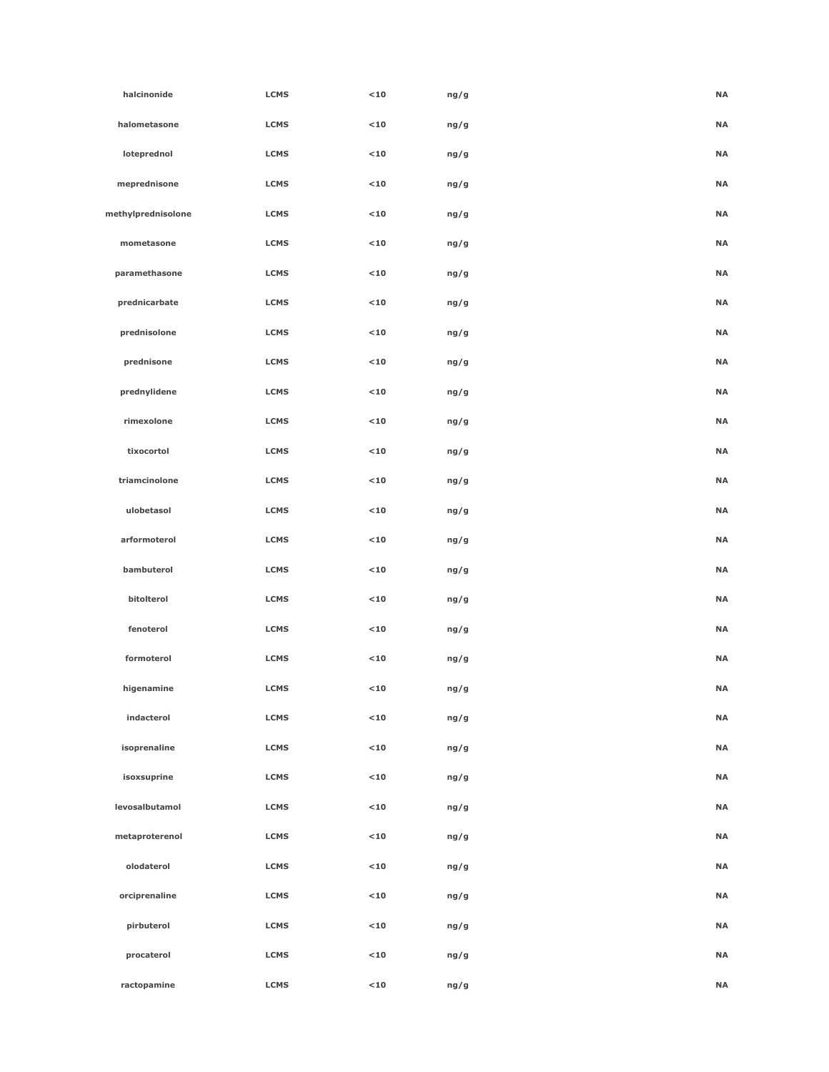| | | | | | |
|---|---|---|---|---|---|
| halcinonide | LCMS | <10 | ng/g | | NA |
| halometasone | LCMS | <10 | ng/g | | NA |
| loteprednol | LCMS | <10 | ng/g | | NA |
| meprednisone | LCMS | <10 | ng/g | | NA |
| methylprednisolone | LCMS | <10 | ng/g | | NA |
| mometasone | LCMS | <10 | ng/g | | NA |
| paramethasone | LCMS | <10 | ng/g | | NA |
| prednicarbate | LCMS | <10 | ng/g | | NA |
| prednisolone | LCMS | <10 | ng/g | | NA |
| prednisone | LCMS | <10 | ng/g | | NA |
| prednylidene | LCMS | <10 | ng/g | | NA |
| rimexolone | LCMS | <10 | ng/g | | NA |
| tixocortol | LCMS | <10 | ng/g | | NA |
| triamcinolone | LCMS | <10 | ng/g | | NA |
| ulobetasol | LCMS | <10 | ng/g | | NA |
| arformoterol | LCMS | <10 | ng/g | | NA |
| bambuterol | LCMS | <10 | ng/g | | NA |
| bitolterol | LCMS | <10 | ng/g | | NA |
| fenoterol | LCMS | <10 | ng/g | | NA |
| formoterol | LCMS | <10 | ng/g | | NA |
| higenamine | LCMS | <10 | ng/g | | NA |
| indacterol | LCMS | <10 | ng/g | | NA |
| isoprenaline | LCMS | <10 | ng/g | | NA |
| isoxsuprine | LCMS | <10 | ng/g | | NA |
| levosalbutamol | LCMS | <10 | ng/g | | NA |
| metaproterenol | LCMS | <10 | ng/g | | NA |
| olodaterol | LCMS | <10 | ng/g | | NA |
| orciprenaline | LCMS | <10 | ng/g | | NA |
| pirbuterol | LCMS | <10 | ng/g | | NA |
| procaterol | LCMS | <10 | ng/g | | NA |
| ractopamine | LCMS | <10 | ng/g | | NA |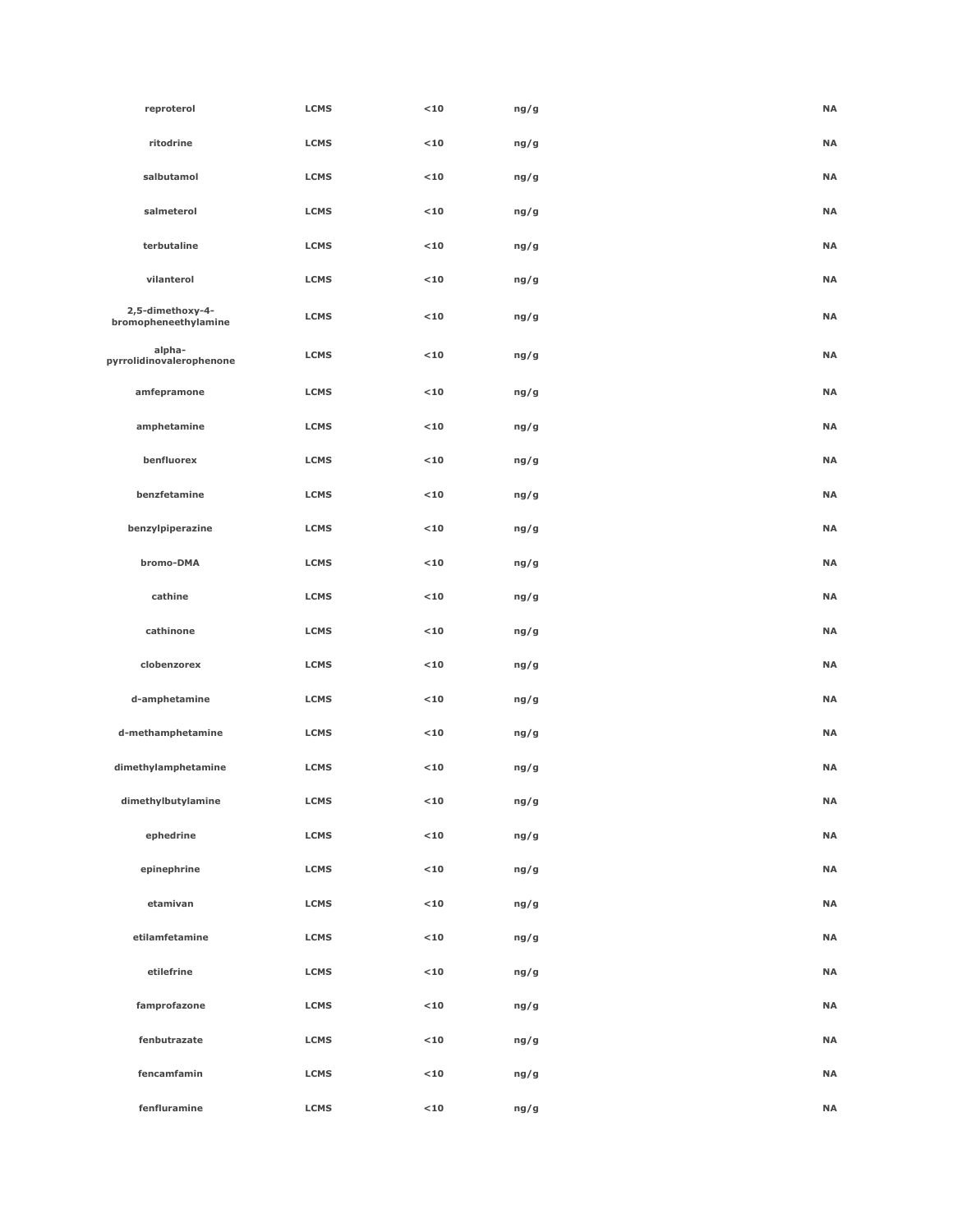| | | | | | |
|---|---|---|---|---|---|
| reproterol | LCMS | <10 | ng/g | | NA |
| ritodrine | LCMS | <10 | ng/g | | NA |
| salbutamol | LCMS | <10 | ng/g | | NA |
| salmeterol | LCMS | <10 | ng/g | | NA |
| terbutaline | LCMS | <10 | ng/g | | NA |
| vilanterol | LCMS | <10 | ng/g | | NA |
| 2,5-dimethoxy-4-bromopheneethylamine | LCMS | <10 | ng/g | | NA |
| alpha-pyrrolidinovalerophenone | LCMS | <10 | ng/g | | NA |
| amfepramone | LCMS | <10 | ng/g | | NA |
| amphetamine | LCMS | <10 | ng/g | | NA |
| benfluorex | LCMS | <10 | ng/g | | NA |
| benzfetamine | LCMS | <10 | ng/g | | NA |
| benzylpiperazine | LCMS | <10 | ng/g | | NA |
| bromo-DMA | LCMS | <10 | ng/g | | NA |
| cathine | LCMS | <10 | ng/g | | NA |
| cathinone | LCMS | <10 | ng/g | | NA |
| clobenzorex | LCMS | <10 | ng/g | | NA |
| d-amphetamine | LCMS | <10 | ng/g | | NA |
| d-methamphetamine | LCMS | <10 | ng/g | | NA |
| dimethylamphetamine | LCMS | <10 | ng/g | | NA |
| dimethylbutylamine | LCMS | <10 | ng/g | | NA |
| ephedrine | LCMS | <10 | ng/g | | NA |
| epinephrine | LCMS | <10 | ng/g | | NA |
| etamivan | LCMS | <10 | ng/g | | NA |
| etilamfetamine | LCMS | <10 | ng/g | | NA |
| etilefrine | LCMS | <10 | ng/g | | NA |
| famprofazone | LCMS | <10 | ng/g | | NA |
| fenbutrazate | LCMS | <10 | ng/g | | NA |
| fencamfamin | LCMS | <10 | ng/g | | NA |
| fenfluramine | LCMS | <10 | ng/g | | NA |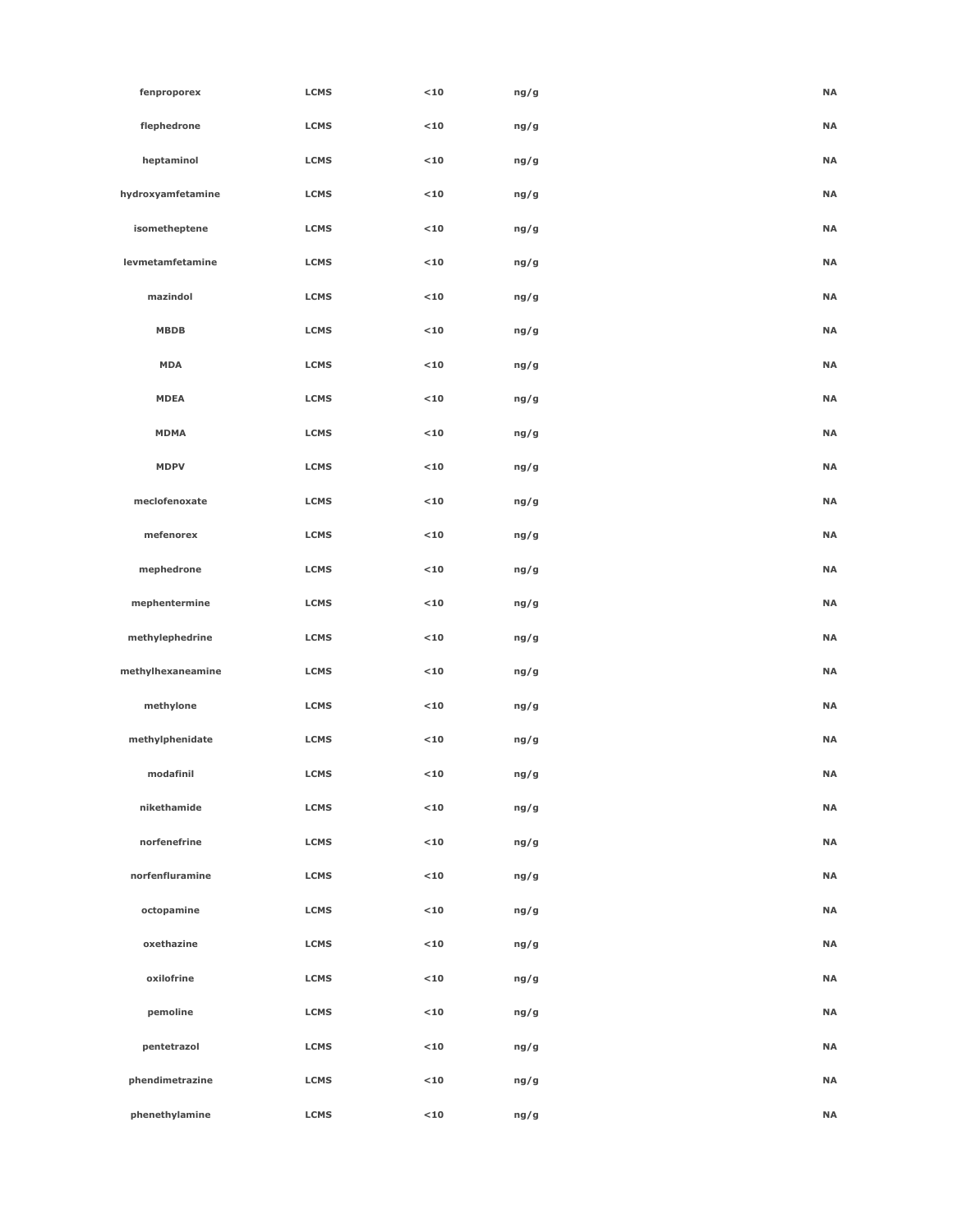| | | | | | |
|---|---|---|---|---|---|
| fenproporex | LCMS | <10 | ng/g | | NA |
| flephedrone | LCMS | <10 | ng/g | | NA |
| heptaminol | LCMS | <10 | ng/g | | NA |
| hydroxyamfetamine | LCMS | <10 | ng/g | | NA |
| isometheptene | LCMS | <10 | ng/g | | NA |
| levmetamfetamine | LCMS | <10 | ng/g | | NA |
| mazindol | LCMS | <10 | ng/g | | NA |
| MBDB | LCMS | <10 | ng/g | | NA |
| MDA | LCMS | <10 | ng/g | | NA |
| MDEA | LCMS | <10 | ng/g | | NA |
| MDMA | LCMS | <10 | ng/g | | NA |
| MDPV | LCMS | <10 | ng/g | | NA |
| meclofenoxate | LCMS | <10 | ng/g | | NA |
| mefenorex | LCMS | <10 | ng/g | | NA |
| mephedrone | LCMS | <10 | ng/g | | NA |
| mephentermine | LCMS | <10 | ng/g | | NA |
| methylephedrine | LCMS | <10 | ng/g | | NA |
| methylhexaneamine | LCMS | <10 | ng/g | | NA |
| methylone | LCMS | <10 | ng/g | | NA |
| methylphenidate | LCMS | <10 | ng/g | | NA |
| modafinil | LCMS | <10 | ng/g | | NA |
| nikethamide | LCMS | <10 | ng/g | | NA |
| norfenefrine | LCMS | <10 | ng/g | | NA |
| norfenfluramine | LCMS | <10 | ng/g | | NA |
| octopamine | LCMS | <10 | ng/g | | NA |
| oxethazine | LCMS | <10 | ng/g | | NA |
| oxilofrine | LCMS | <10 | ng/g | | NA |
| pemoline | LCMS | <10 | ng/g | | NA |
| pentetrazol | LCMS | <10 | ng/g | | NA |
| phendimetrazine | LCMS | <10 | ng/g | | NA |
| phenethylamine | LCMS | <10 | ng/g | | NA |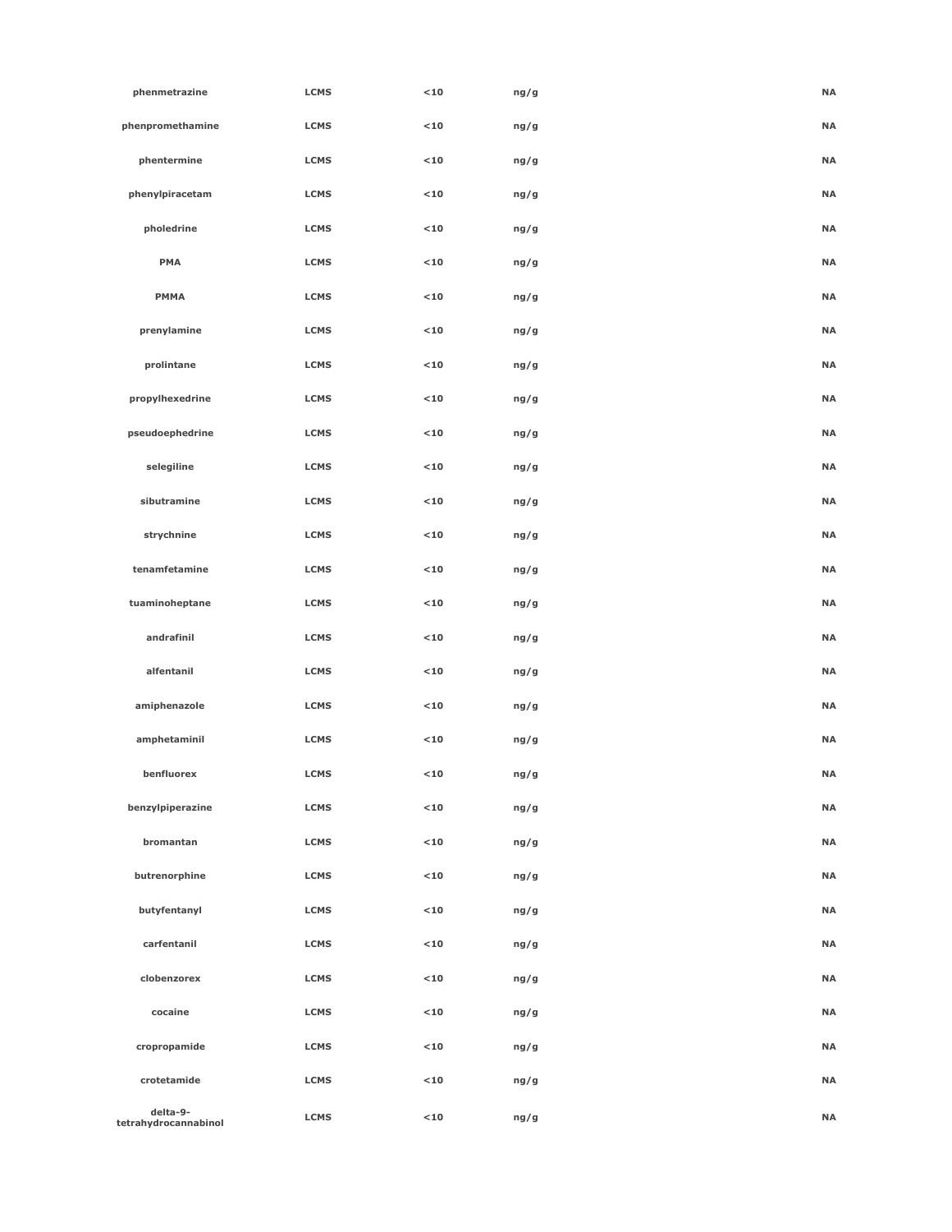| | | | | | |
|---|---|---|---|---|---|
| phenmetrazine | LCMS | <10 | ng/g | | NA |
| phenpromethamine | LCMS | <10 | ng/g | | NA |
| phentermine | LCMS | <10 | ng/g | | NA |
| phenylpiracetam | LCMS | <10 | ng/g | | NA |
| pholedrine | LCMS | <10 | ng/g | | NA |
| PMA | LCMS | <10 | ng/g | | NA |
| PMMA | LCMS | <10 | ng/g | | NA |
| prenylamine | LCMS | <10 | ng/g | | NA |
| prolintane | LCMS | <10 | ng/g | | NA |
| propylhexedrine | LCMS | <10 | ng/g | | NA |
| pseudoephedrine | LCMS | <10 | ng/g | | NA |
| selegiline | LCMS | <10 | ng/g | | NA |
| sibutramine | LCMS | <10 | ng/g | | NA |
| strychnine | LCMS | <10 | ng/g | | NA |
| tenamfetamine | LCMS | <10 | ng/g | | NA |
| tuaminoheptane | LCMS | <10 | ng/g | | NA |
| andrafinil | LCMS | <10 | ng/g | | NA |
| alfentanil | LCMS | <10 | ng/g | | NA |
| amiphenazole | LCMS | <10 | ng/g | | NA |
| amphetaminil | LCMS | <10 | ng/g | | NA |
| benfluorex | LCMS | <10 | ng/g | | NA |
| benzylpiperazine | LCMS | <10 | ng/g | | NA |
| bromantan | LCMS | <10 | ng/g | | NA |
| butrenorphine | LCMS | <10 | ng/g | | NA |
| butyfentanyl | LCMS | <10 | ng/g | | NA |
| carfentanil | LCMS | <10 | ng/g | | NA |
| clobenzorex | LCMS | <10 | ng/g | | NA |
| cocaine | LCMS | <10 | ng/g | | NA |
| cropropamide | LCMS | <10 | ng/g | | NA |
| crotetamide | LCMS | <10 | ng/g | | NA |
| delta-9-tetrahydrocannabinol | LCMS | <10 | ng/g | | NA |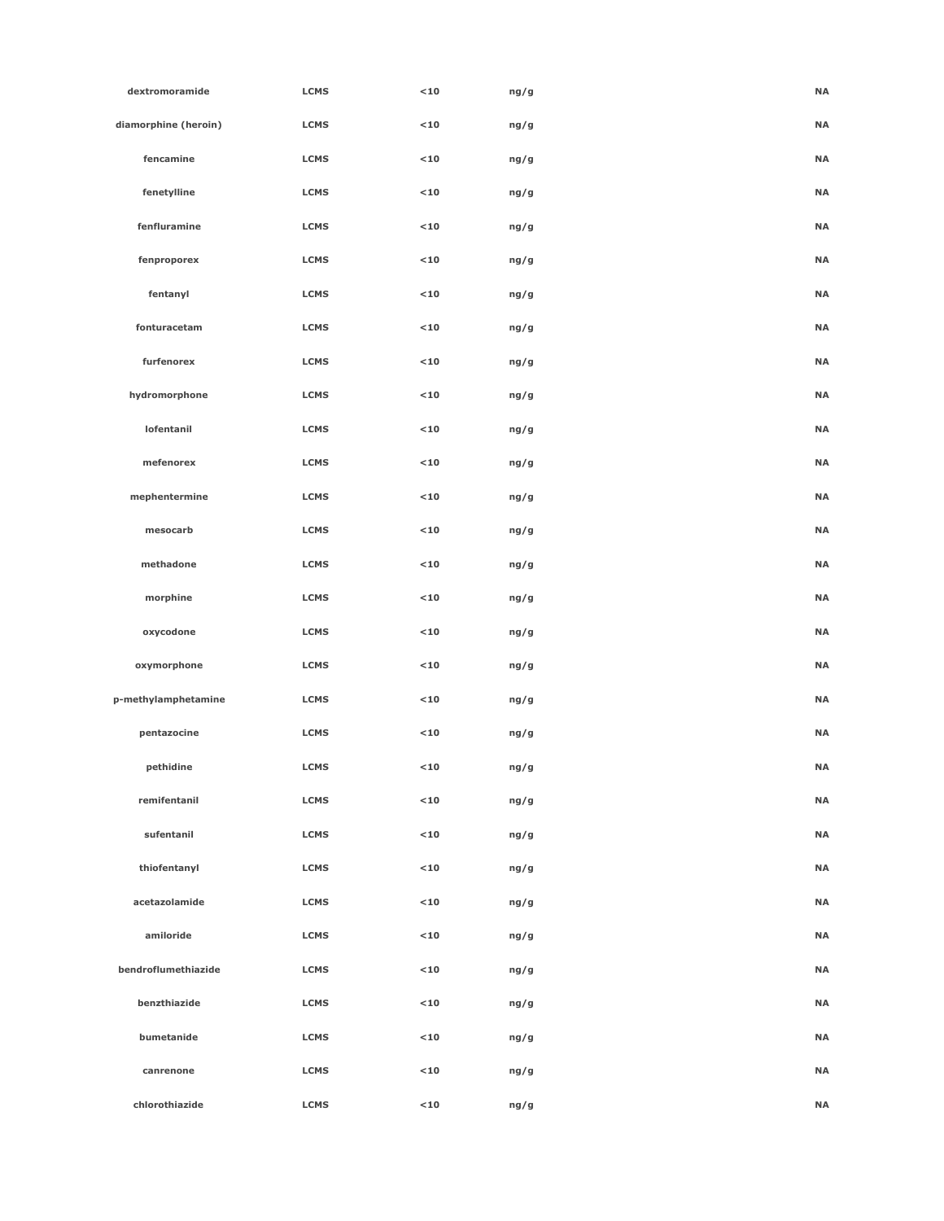| | | | | | |
|---|---|---|---|---|---|
| dextromoramide | LCMS | <10 | ng/g | | NA |
| diamorphine (heroin) | LCMS | <10 | ng/g | | NA |
| fencamine | LCMS | <10 | ng/g | | NA |
| fenetylline | LCMS | <10 | ng/g | | NA |
| fenfluramine | LCMS | <10 | ng/g | | NA |
| fenproporex | LCMS | <10 | ng/g | | NA |
| fentanyl | LCMS | <10 | ng/g | | NA |
| fonturacetam | LCMS | <10 | ng/g | | NA |
| furfenorex | LCMS | <10 | ng/g | | NA |
| hydromorphone | LCMS | <10 | ng/g | | NA |
| lofentanil | LCMS | <10 | ng/g | | NA |
| mefenorex | LCMS | <10 | ng/g | | NA |
| mephentermine | LCMS | <10 | ng/g | | NA |
| mesocarb | LCMS | <10 | ng/g | | NA |
| methadone | LCMS | <10 | ng/g | | NA |
| morphine | LCMS | <10 | ng/g | | NA |
| oxycodone | LCMS | <10 | ng/g | | NA |
| oxymorphone | LCMS | <10 | ng/g | | NA |
| p-methylamphetamine | LCMS | <10 | ng/g | | NA |
| pentazocine | LCMS | <10 | ng/g | | NA |
| pethidine | LCMS | <10 | ng/g | | NA |
| remifentanil | LCMS | <10 | ng/g | | NA |
| sufentanil | LCMS | <10 | ng/g | | NA |
| thiofentanyl | LCMS | <10 | ng/g | | NA |
| acetazolamide | LCMS | <10 | ng/g | | NA |
| amiloride | LCMS | <10 | ng/g | | NA |
| bendroflumethiazide | LCMS | <10 | ng/g | | NA |
| benzthiazide | LCMS | <10 | ng/g | | NA |
| bumetanide | LCMS | <10 | ng/g | | NA |
| canrenone | LCMS | <10 | ng/g | | NA |
| chlorothiazide | LCMS | <10 | ng/g | | NA |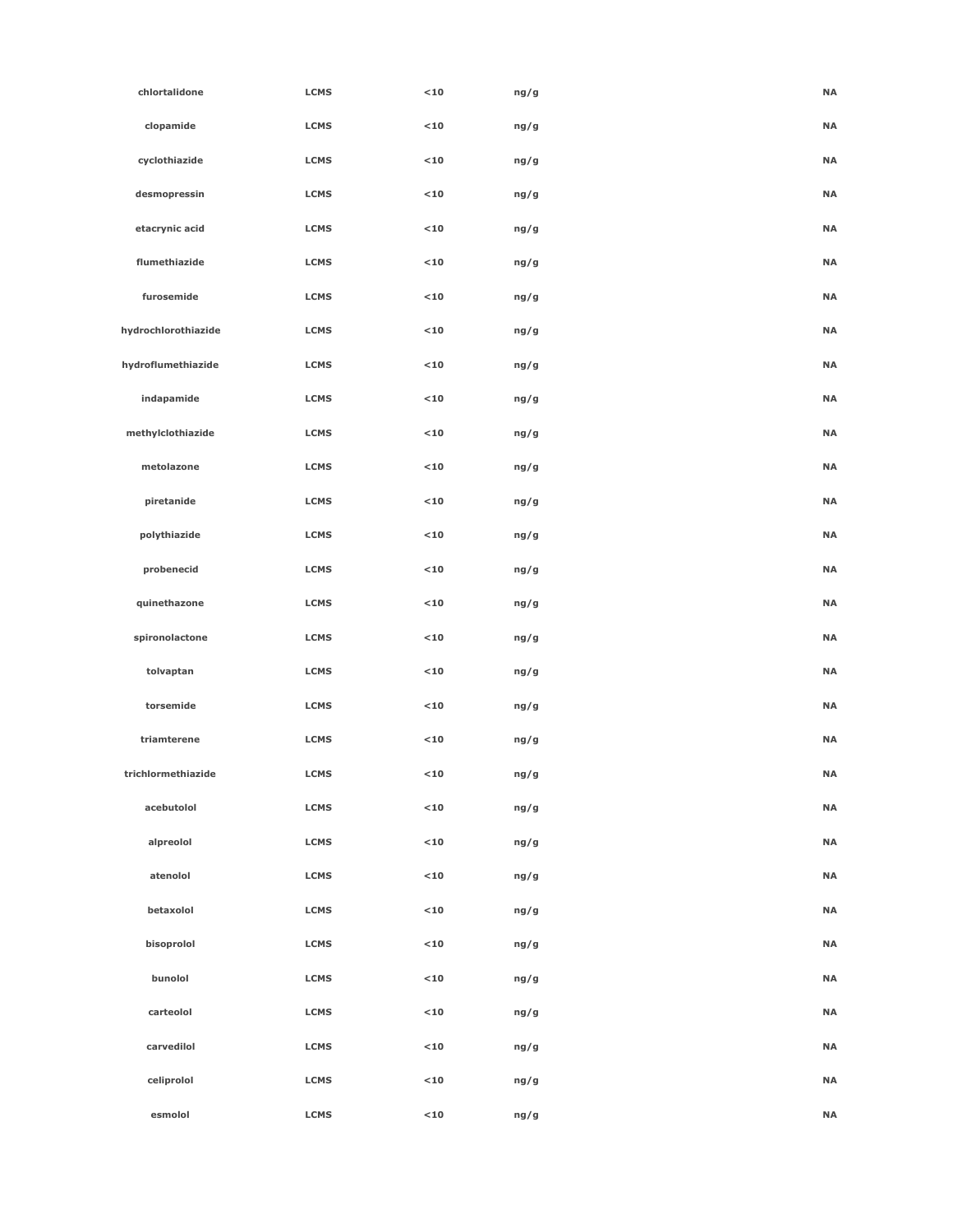| | | | | | |
|---|---|---|---|---|---|
| **chlortalidone** | **LCMS** | **<10** | **ng/g** | | **NA** |
| **clopamide** | **LCMS** | **<10** | **ng/g** | | **NA** |
| **cyclothiazide** | **LCMS** | **<10** | **ng/g** | | **NA** |
| **desmopressin** | **LCMS** | **<10** | **ng/g** | | **NA** |
| **etacrynic acid** | **LCMS** | **<10** | **ng/g** | | **NA** |
| **flumethiazide** | **LCMS** | **<10** | **ng/g** | | **NA** |
| **furosemide** | **LCMS** | **<10** | **ng/g** | | **NA** |
| **hydrochlorothiazide** | **LCMS** | **<10** | **ng/g** | | **NA** |
| **hydroflumethiazide** | **LCMS** | **<10** | **ng/g** | | **NA** |
| **indapamide** | **LCMS** | **<10** | **ng/g** | | **NA** |
| **methylclothiazide** | **LCMS** | **<10** | **ng/g** | | **NA** |
| **metolazone** | **LCMS** | **<10** | **ng/g** | | **NA** |
| **piretanide** | **LCMS** | **<10** | **ng/g** | | **NA** |
| **polythiazide** | **LCMS** | **<10** | **ng/g** | | **NA** |
| **probenecid** | **LCMS** | **<10** | **ng/g** | | **NA** |
| **quinethazone** | **LCMS** | **<10** | **ng/g** | | **NA** |
| **spironolactone** | **LCMS** | **<10** | **ng/g** | | **NA** |
| **tolvaptan** | **LCMS** | **<10** | **ng/g** | | **NA** |
| **torsemide** | **LCMS** | **<10** | **ng/g** | | **NA** |
| **triamterene** | **LCMS** | **<10** | **ng/g** | | **NA** |
| **trichlormethiazide** | **LCMS** | **<10** | **ng/g** | | **NA** |
| **acebutolol** | **LCMS** | **<10** | **ng/g** | | **NA** |
| **alpreolol** | **LCMS** | **<10** | **ng/g** | | **NA** |
| **atenolol** | **LCMS** | **<10** | **ng/g** | | **NA** |
| **betaxolol** | **LCMS** | **<10** | **ng/g** | | **NA** |
| **bisoprolol** | **LCMS** | **<10** | **ng/g** | | **NA** |
| **bunolol** | **LCMS** | **<10** | **ng/g** | | **NA** |
| **carteolol** | **LCMS** | **<10** | **ng/g** | | **NA** |
| **carvedilol** | **LCMS** | **<10** | **ng/g** | | **NA** |
| **celiprolol** | **LCMS** | **<10** | **ng/g** | | **NA** |
| **esmolol** | **LCMS** | **<10** | **ng/g** | | **NA** |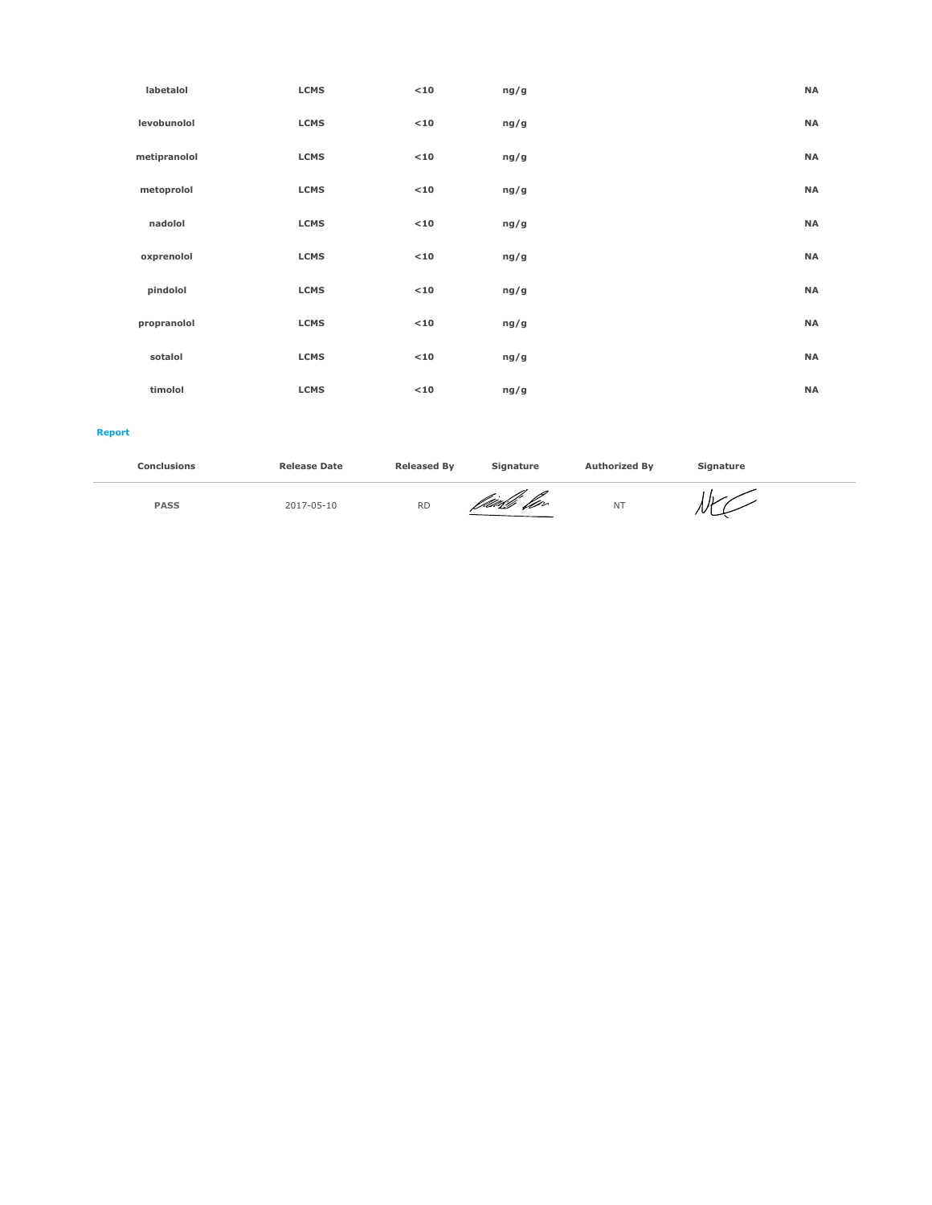| | | | | | |
|---|---|---|---|---|---|
| labetalol | LCMS | <10 | ng/g | | NA |
| levobunolol | LCMS | <10 | ng/g | | NA |
| metipranolol | LCMS | <10 | ng/g | | NA |
| metoprolol | LCMS | <10 | ng/g | | NA |
| nadolol | LCMS | <10 | ng/g | | NA |
| oxprenolol | LCMS | <10 | ng/g | | NA |
| pindolol | LCMS | <10 | ng/g | | NA |
| propranolol | LCMS | <10 | ng/g | | NA |
| sotalol | LCMS | <10 | ng/g | | NA |
| timolol | LCMS | <10 | ng/g | | NA |

**Report**

| Conclusions | Release Date | Released By | Signature | Authorized By | Signature |
|---|---|---|---|---|---|
| PASS | 2017-05-10 | RD | | NT | |